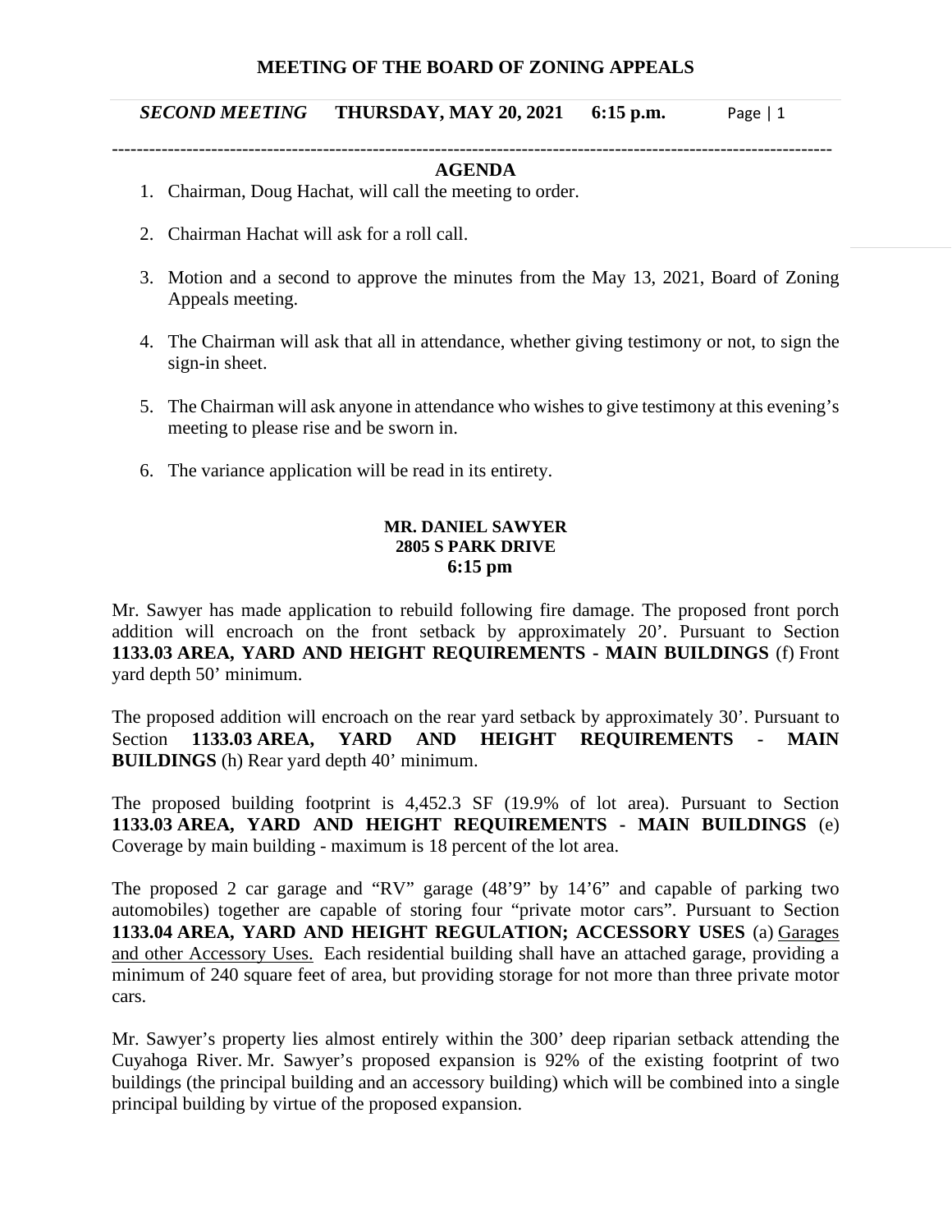# MEETING OF THE BOARD OF ZONING APPEALS

***SECOND MEETING*** **THURSDAY, MAY 20, 2021 6:15 p.m.**

---

## AGENDA

1. Chairman, Doug Hachat, will call the meeting to order.

2. Chairman Hachat will ask for a roll call.

3. Motion and a second to approve the minutes from the May 13, 2021, Board of Zoning Appeals meeting.

4. The Chairman will ask that all in attendance, whether giving testimony or not, to sign the sign-in sheet.

5. The Chairman will ask anyone in attendance who wishes to give testimony at this evening's meeting to please rise and be sworn in.

6. The variance application will be read in its entirety.

### MR. DANIEL SAWYER
### 2805 S PARK DRIVE
### 6:15 pm

Mr. Sawyer has made application to rebuild following fire damage. The proposed front porch addition will encroach on the front setback by approximately 20'. Pursuant to Section **1133.03 AREA, YARD AND HEIGHT REQUIREMENTS - MAIN BUILDINGS** (f) Front yard depth 50' minimum.

The proposed addition will encroach on the rear yard setback by approximately 30'. Pursuant to Section **1133.03 AREA, YARD AND HEIGHT REQUIREMENTS - MAIN BUILDINGS** (h) Rear yard depth 40' minimum.

The proposed building footprint is 4,452.3 SF (19.9% of lot area). Pursuant to Section **1133.03 AREA, YARD AND HEIGHT REQUIREMENTS - MAIN BUILDINGS** (e) Coverage by main building - maximum is 18 percent of the lot area.

The proposed 2 car garage and "RV" garage (48'9" by 14'6" and capable of parking two automobiles) together are capable of storing four "private motor cars". Pursuant to Section **1133.04 AREA, YARD AND HEIGHT REGULATION; ACCESSORY USES** (a) Garages and other Accessory Uses. Each residential building shall have an attached garage, providing a minimum of 240 square feet of area, but providing storage for not more than three private motor cars.

Mr. Sawyer's property lies almost entirely within the 300' deep riparian setback attending the Cuyahoga River. Mr. Sawyer's proposed expansion is 92% of the existing footprint of two buildings (the principal building and an accessory building) which will be combined into a single principal building by virtue of the proposed expansion.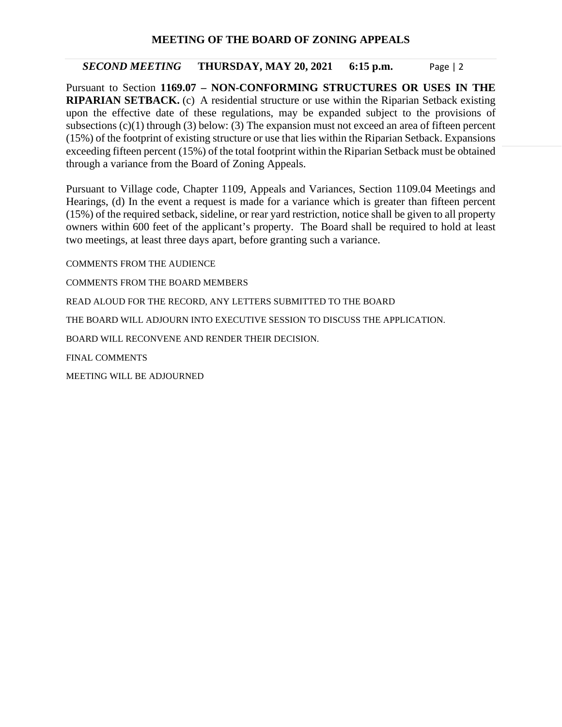Pursuant to Section **1169.07 – NON-CONFORMING STRUCTURES OR USES IN THE RIPARIAN SETBACK.** (c) A residential structure or use within the Riparian Setback existing upon the effective date of these regulations, may be expanded subject to the provisions of subsections (c)(1) through (3) below: (3) The expansion must not exceed an area of fifteen percent (15%) of the footprint of existing structure or use that lies within the Riparian Setback. Expansions exceeding fifteen percent (15%) of the total footprint within the Riparian Setback must be obtained through a variance from the Board of Zoning Appeals.

Pursuant to Village code, Chapter 1109, Appeals and Variances, Section 1109.04 Meetings and Hearings, (d) In the event a request is made for a variance which is greater than fifteen percent (15%) of the required setback, sideline, or rear yard restriction, notice shall be given to all property owners within 600 feet of the applicant's property. The Board shall be required to hold at least two meetings, at least three days apart, before granting such a variance.

COMMENTS FROM THE AUDIENCE

COMMENTS FROM THE BOARD MEMBERS

READ ALOUD FOR THE RECORD, ANY LETTERS SUBMITTED TO THE BOARD

THE BOARD WILL ADJOURN INTO EXECUTIVE SESSION TO DISCUSS THE APPLICATION.

BOARD WILL RECONVENE AND RENDER THEIR DECISION.

FINAL COMMENTS

MEETING WILL BE ADJOURNED